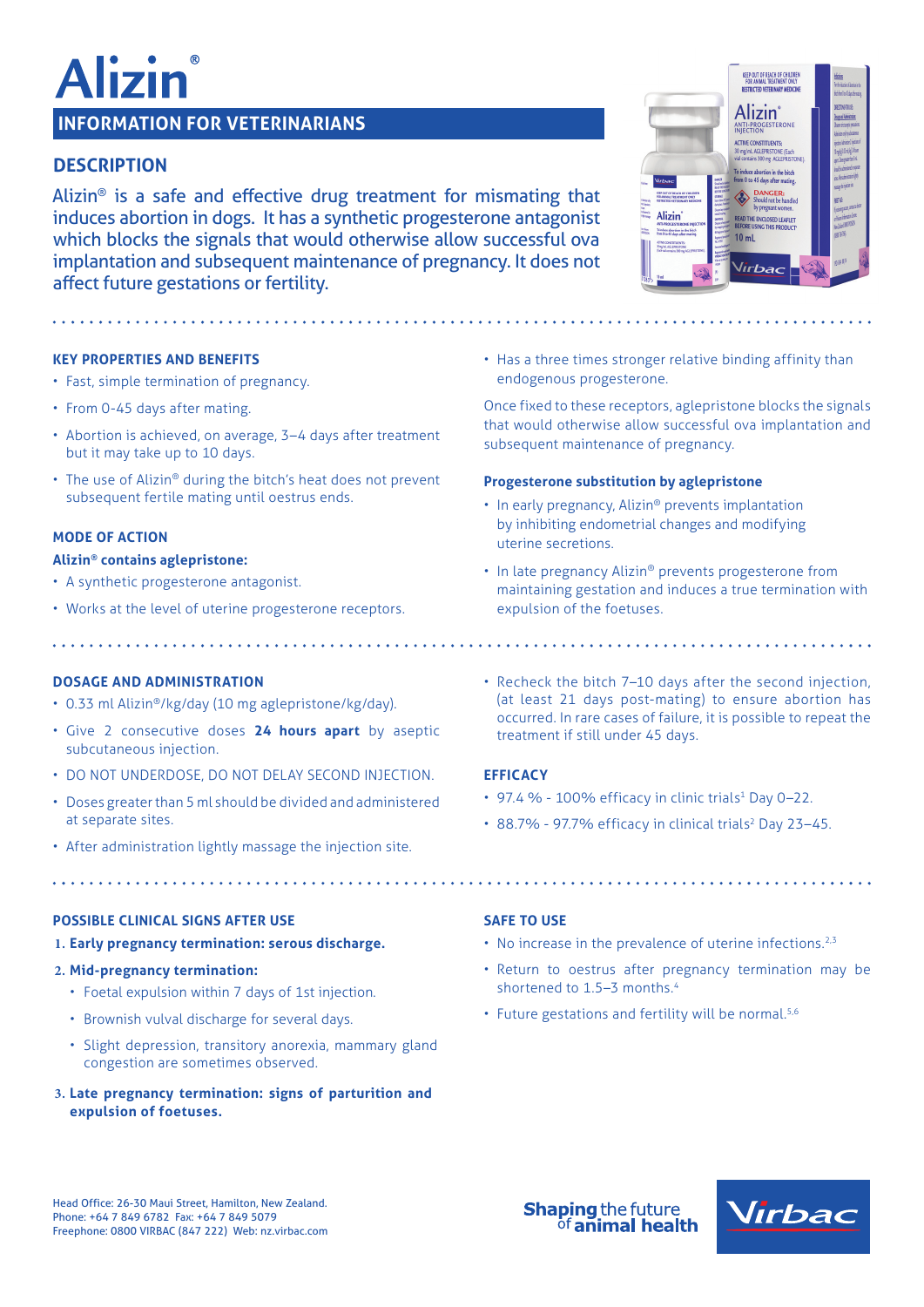# Alizin®

## INFORMATION FOR VETERINARIANS

## DESCRIPTION

Alizin® is a safe and effective drug treatment for mismating that induces abortion in dogs. It has a synthetic progesterone antagonist which blocks the signals that would otherwise allow successful ova implantation and subsequent maintenance of pregnancy. It does not affect future gestations or fertility.

### KEY PROPERTIES AND BENEFITS

- Fast, simple termination of pregnancy.
- From 0-45 days after mating.
- Abortion is achieved, on average, 3–4 days after treatment but it may take up to 10 days.
- The use of Alizin® during the bitch's heat does not prevent subsequent fertile mating until oestrus ends.

### MODE OF ACTION

**Alizin® contains aglepristone:**

- A synthetic progesterone antagonist.
- Works at the level of uterine progesterone receptors.
- Has a three times stronger relative binding affinity than endogenous progesterone.

Once fixed to these receptors, aglepristone blocks the signals that would otherwise allow successful ova implantation and subsequent maintenance of pregnancy.

**Progesterone substitution by aglepristone**

- In early pregnancy, Alizin® prevents implantation by inhibiting endometrial changes and modifying uterine secretions.
- In late pregnancy Alizin® prevents progesterone from maintaining gestation and induces a true termination with expulsion of the foetuses.

### DOSAGE AND ADMINISTRATION

- 0.33 ml Alizin®/kg/day (10 mg aglepristone/kg/day).
- Give 2 consecutive doses **24 hours apart** by aseptic subcutaneous injection.
- DO NOT UNDERDOSE, DO NOT DELAY SECOND INJECTION.
- Doses greater than 5 ml should be divided and administered at separate sites.
- After administration lightly massage the injection site.
- Recheck the bitch 7–10 days after the second injection, (at least 21 days post-mating) to ensure abortion has occurred. In rare cases of failure, it is possible to repeat the treatment if still under 45 days.

### EFFICACY

- 97.4 % - 100% efficacy in clinic trials[1] Day 0–22.
- 88.7% - 97.7% efficacy in clinical trials[2] Day 23–45.

### POSSIBLE CLINICAL SIGNS AFTER USE

1. **Early pregnancy termination: serous discharge.**
2. **Mid-pregnancy termination:**
   - Foetal expulsion within 7 days of 1st injection.
   - Brownish vulval discharge for several days.
   - Slight depression, transitory anorexia, mammary gland congestion are sometimes observed.
3. **Late pregnancy termination: signs of parturition and expulsion of foetuses.**

### SAFE TO USE

- No increase in the prevalence of uterine infections.[2,3]
- Return to oestrus after pregnancy termination may be shortened to 1.5–3 months.[4]
- Future gestations and fertility will be normal.[5,6]

Head Office: 26-30 Maui Street, Hamilton, New Zealand.
Phone: +64 7 849 6782 Fax: +64 7 849 5079
Freephone: 0800 VIRBAC (847 222) Web: nz.virbac.com

**Shaping** the future of **animal health**

Virbac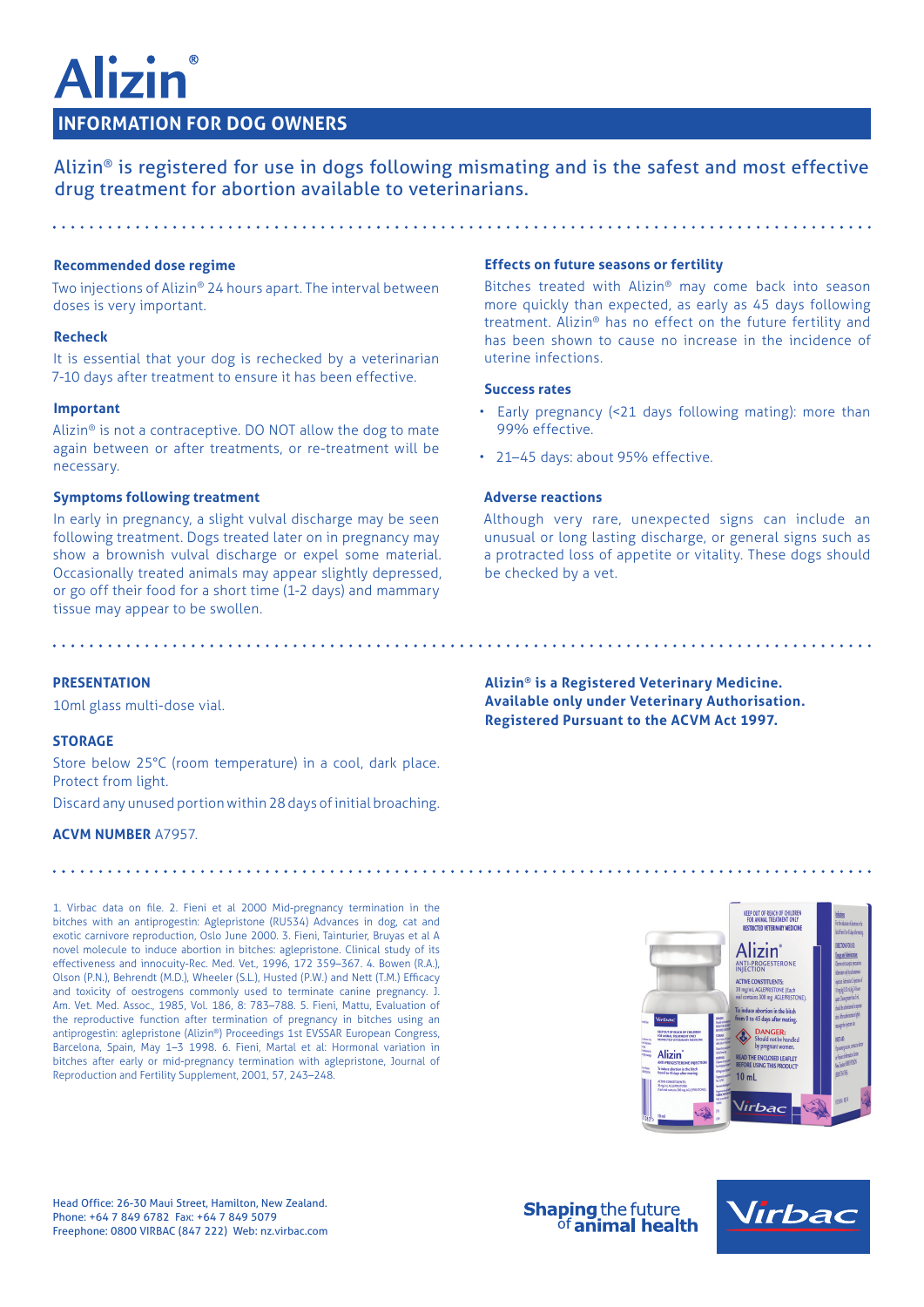# Alizin®

## INFORMATION FOR DOG OWNERS

Alizin® is registered for use in dogs following mismating and is the safest and most effective drug treatment for abortion available to veterinarians.

### Recommended dose regime

Two injections of Alizin® 24 hours apart. The interval between doses is very important.

### Recheck

It is essential that your dog is rechecked by a veterinarian 7-10 days after treatment to ensure it has been effective.

### Important

Alizin® is not a contraceptive. DO NOT allow the dog to mate again between or after treatments, or re-treatment will be necessary.

### Symptoms following treatment

In early in pregnancy, a slight vulval discharge may be seen following treatment. Dogs treated later on in pregnancy may show a brownish vulval discharge or expel some material. Occasionally treated animals may appear slightly depressed, or go off their food for a short time (1-2 days) and mammary tissue may appear to be swollen.

### Effects on future seasons or fertility

Bitches treated with Alizin® may come back into season more quickly than expected, as early as 45 days following treatment. Alizin® has no effect on the future fertility and has been shown to cause no increase in the incidence of uterine infections.

### Success rates

- Early pregnancy (<21 days following mating): more than 99% effective.
- 21–45 days: about 95% effective.

### Adverse reactions

Although very rare, unexpected signs can include an unusual or long lasting discharge, or general signs such as a protracted loss of appetite or vitality. These dogs should be checked by a vet.

### PRESENTATION

10ml glass multi-dose vial.

### STORAGE

Store below 25°C (room temperature) in a cool, dark place. Protect from light.

Discard any unused portion within 28 days of initial broaching.

**ACVM NUMBER** A7957.

**Alizin® is a Registered Veterinary Medicine. Available only under Veterinary Authorisation. Registered Pursuant to the ACVM Act 1997.**

1. Virbac data on file. 2. Fieni et al 2000 Mid-pregnancy termination in the bitches with an antiprogestin: Aglepristone (RU534) Advances in dog, cat and exotic carnivore reproduction, Oslo June 2000. 3. Fieni, Tainturier, Bruyas et al A novel molecule to induce abortion in bitches: aglepristone. Clinical study of its effectiveness and innocuity-Rec. Med. Vet., 1996, 172 359–367. 4. Bowen (R.A.), Olson (P.N.), Behrendt (M.D.), Wheeler (S.L.), Husted (P.W.) and Nett (T.M.) Efficacy and toxicity of oestrogens commonly used to terminate canine pregnancy. J. Am. Vet. Med. Assoc., 1985, Vol. 186, 8: 783–788. 5. Fieni, Mattu, Evaluation of the reproductive function after termination of pregnancy in bitches using an antiprogestin: aglepristone (Alizin®) Proceedings 1st EVSSAR European Congress, Barcelona, Spain, May 1–3 1998. 6. Fieni, Martal et al: Hormonal variation in bitches after early or mid-pregnancy termination with aglepristone, Journal of Reproduction and Fertility Supplement, 2001, 57, 243–248.

Head Office: 26-30 Maui Street, Hamilton, New Zealand.
Phone: +64 7 849 6782 Fax: +64 7 849 5079
Freephone: 0800 VIRBAC (847 222) Web: nz.virbac.com

Shaping the future of animal health

Virbac